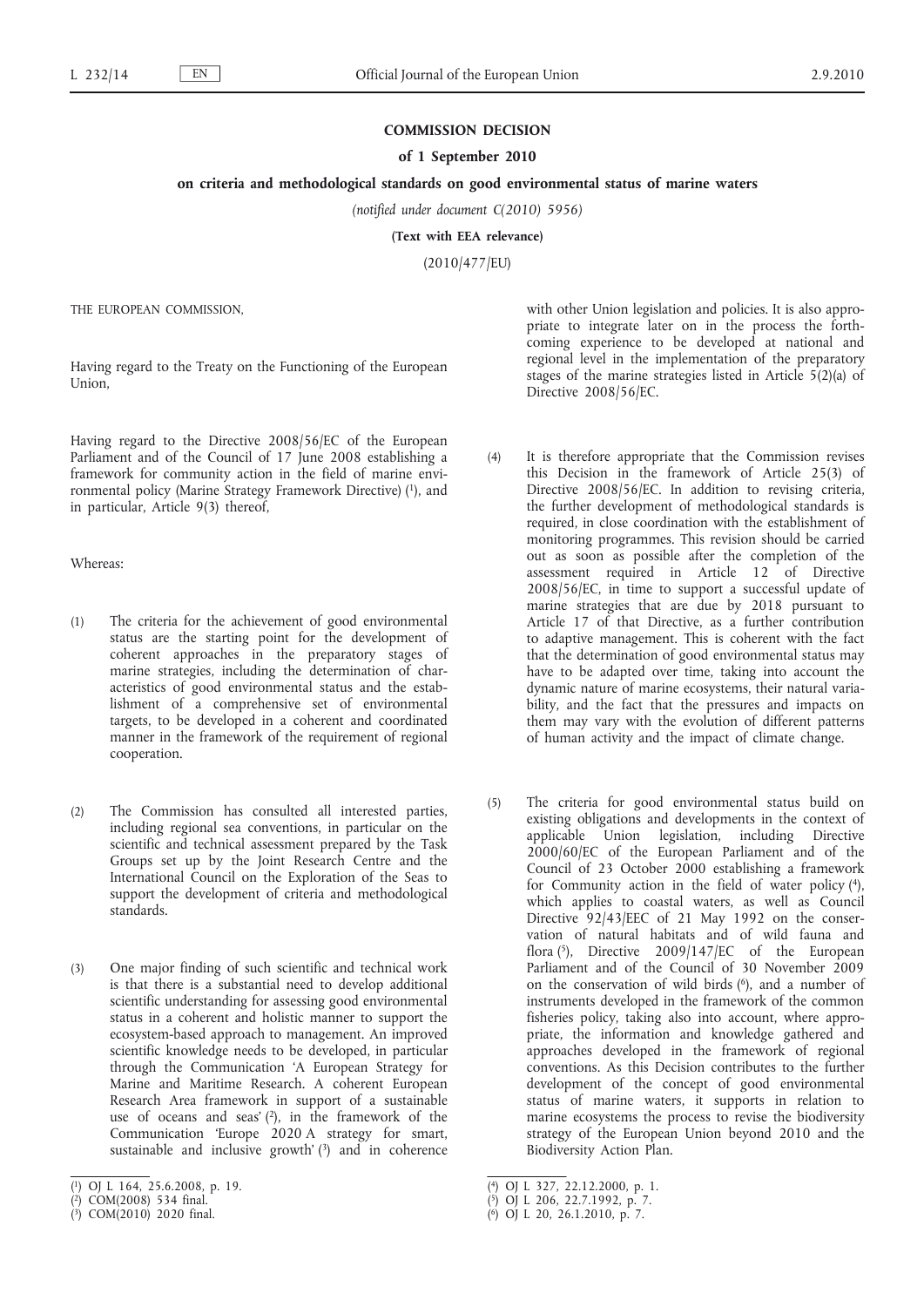**COMMISSION DECISION**

**of 1 September 2010**

**on criteria and methodological standards on good environmental status of marine waters**

*(notified under document C(2010) 5956)*

**(Text with EEA relevance)**

(2010/477/EU)

THE EUROPEAN COMMISSION,

Having regard to the Treaty on the Functioning of the European Union,

Having regard to the Directive 2008/56/EC of the European Parliament and of the Council of 17 June 2008 establishing a framework for community action in the field of marine environmental policy (Marine Strategy Framework Directive) [1], and in particular, Article 9(3) thereof,

Whereas:

(1) The criteria for the achievement of good environmental status are the starting point for the development of coherent approaches in the preparatory stages of marine strategies, including the determination of characteristics of good environmental status and the establishment of a comprehensive set of environmental targets, to be developed in a coherent and coordinated manner in the framework of the requirement of regional cooperation.

(2) The Commission has consulted all interested parties, including regional sea conventions, in particular on the scientific and technical assessment prepared by the Task Groups set up by the Joint Research Centre and the International Council on the Exploration of the Seas to support the development of criteria and methodological standards.

(3) One major finding of such scientific and technical work is that there is a substantial need to develop additional scientific understanding for assessing good environmental status in a coherent and holistic manner to support the ecosystem-based approach to management. An improved scientific knowledge needs to be developed, in particular through the Communication 'A European Strategy for Marine and Maritime Research. A coherent European Research Area framework in support of a sustainable use of oceans and seas' [2], in the framework of the Communication 'Europe 2020 A strategy for smart, sustainable and inclusive growth' [3] and in coherence with other Union legislation and policies. It is also appropriate to integrate later on in the process the forthcoming experience to be developed at national and regional level in the implementation of the preparatory stages of the marine strategies listed in Article 5(2)(a) of Directive 2008/56/EC.

(4) It is therefore appropriate that the Commission revises this Decision in the framework of Article 25(3) of Directive 2008/56/EC. In addition to revising criteria, the further development of methodological standards is required, in close coordination with the establishment of monitoring programmes. This revision should be carried out as soon as possible after the completion of the assessment required in Article 12 of Directive 2008/56/EC, in time to support a successful update of marine strategies that are due by 2018 pursuant to Article 17 of that Directive, as a further contribution to adaptive management. This is coherent with the fact that the determination of good environmental status may have to be adapted over time, taking into account the dynamic nature of marine ecosystems, their natural variability, and the fact that the pressures and impacts on them may vary with the evolution of different patterns of human activity and the impact of climate change.

(5) The criteria for good environmental status build on existing obligations and developments in the context of applicable Union legislation, including Directive 2000/60/EC of the European Parliament and of the Council of 23 October 2000 establishing a framework for Community action in the field of water policy [4], which applies to coastal waters, as well as Council Directive 92/43/EEC of 21 May 1992 on the conservation of natural habitats and of wild fauna and flora [5], Directive 2009/147/EC of the European Parliament and of the Council of 30 November 2009 on the conservation of wild birds [6], and a number of instruments developed in the framework of the common fisheries policy, taking also into account, where appropriate, the information and knowledge gathered and approaches developed in the framework of regional conventions. As this Decision contributes to the further development of the concept of good environmental status of marine waters, it supports in relation to marine ecosystems the process to revise the biodiversity strategy of the European Union beyond 2010 and the Biodiversity Action Plan.

---

[1] OJ L 164, 25.6.2008, p. 19.
[2] COM(2008) 534 final.
[3] COM(2010) 2020 final.
[4] OJ L 327, 22.12.2000, p. 1.
[5] OJ L 206, 22.7.1992, p. 7.
[6] OJ L 20, 26.1.2010, p. 7.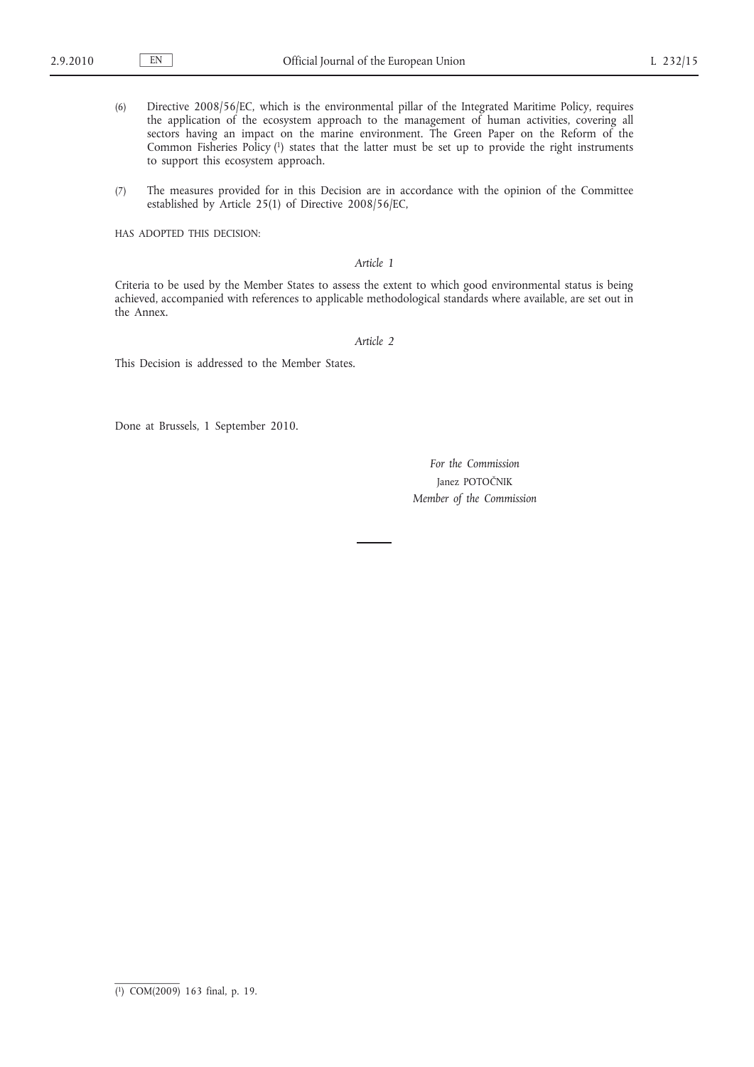(6) Directive 2008/56/EC, which is the environmental pillar of the Integrated Maritime Policy, requires the application of the ecosystem approach to the management of human activities, covering all sectors having an impact on the marine environment. The Green Paper on the Reform of the Common Fisheries Policy [1] states that the latter must be set up to provide the right instruments to support this ecosystem approach.

(7) The measures provided for in this Decision are in accordance with the opinion of the Committee established by Article 25(1) of Directive 2008/56/EC,

HAS ADOPTED THIS DECISION:

*Article 1*

Criteria to be used by the Member States to assess the extent to which good environmental status is being achieved, accompanied with references to applicable methodological standards where available, are set out in the Annex.

*Article 2*

This Decision is addressed to the Member States.

Done at Brussels, 1 September 2010.

*For the Commission*

Janez POTOČNIK

*Member of the Commission*

---

[1] COM(2009) 163 final, p. 19.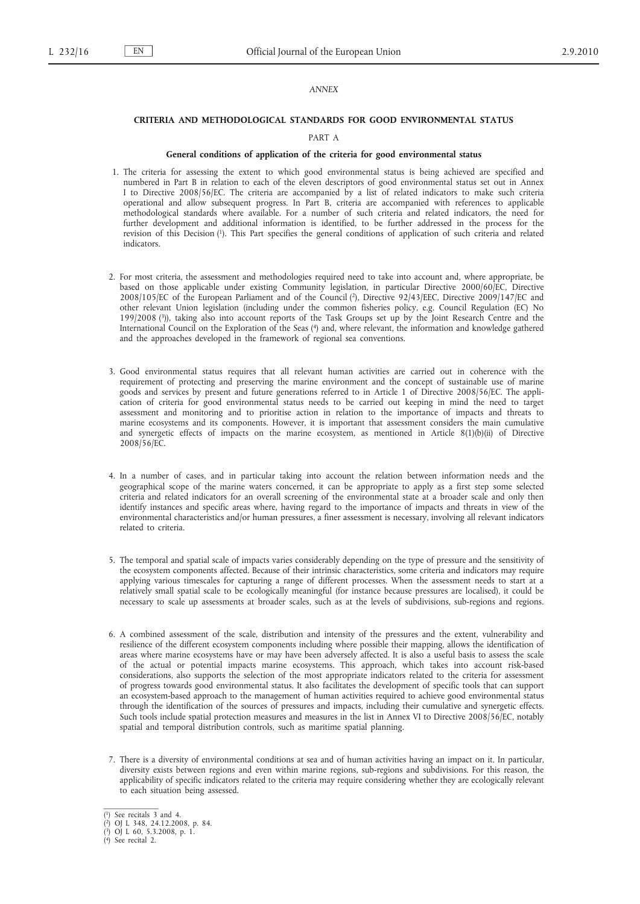*ANNEX*

## CRITERIA AND METHODOLOGICAL STANDARDS FOR GOOD ENVIRONMENTAL STATUS

### PART A

### General conditions of application of the criteria for good environmental status

1. The criteria for assessing the extent to which good environmental status is being achieved are specified and numbered in Part B in relation to each of the eleven descriptors of good environmental status set out in Annex I to Directive 2008/56/EC. The criteria are accompanied by a list of related indicators to make such criteria operational and allow subsequent progress. In Part B, criteria are accompanied with references to applicable methodological standards where available. For a number of such criteria and related indicators, the need for further development and additional information is identified, to be further addressed in the process for the revision of this Decision [1]. This Part specifies the general conditions of application of such criteria and related indicators.

2. For most criteria, the assessment and methodologies required need to take into account and, where appropriate, be based on those applicable under existing Community legislation, in particular Directive 2000/60/EC, Directive 2008/105/EC of the European Parliament and of the Council [2], Directive 92/43/EEC, Directive 2009/147/EC and other relevant Union legislation (including under the common fisheries policy, e.g. Council Regulation (EC) No 199/2008 [3]), taking also into account reports of the Task Groups set up by the Joint Research Centre and the International Council on the Exploration of the Seas [4] and, where relevant, the information and knowledge gathered and the approaches developed in the framework of regional sea conventions.

3. Good environmental status requires that all relevant human activities are carried out in coherence with the requirement of protecting and preserving the marine environment and the concept of sustainable use of marine goods and services by present and future generations referred to in Article 1 of Directive 2008/56/EC. The application of criteria for good environmental status needs to be carried out keeping in mind the need to target assessment and monitoring and to prioritise action in relation to the importance of impacts and threats to marine ecosystems and its components. However, it is important that assessment considers the main cumulative and synergetic effects of impacts on the marine ecosystem, as mentioned in Article 8(1)(b)(ii) of Directive 2008/56/EC.

4. In a number of cases, and in particular taking into account the relation between information needs and the geographical scope of the marine waters concerned, it can be appropriate to apply as a first step some selected criteria and related indicators for an overall screening of the environmental state at a broader scale and only then identify instances and specific areas where, having regard to the importance of impacts and threats in view of the environmental characteristics and/or human pressures, a finer assessment is necessary, involving all relevant indicators related to criteria.

5. The temporal and spatial scale of impacts varies considerably depending on the type of pressure and the sensitivity of the ecosystem components affected. Because of their intrinsic characteristics, some criteria and indicators may require applying various timescales for capturing a range of different processes. When the assessment needs to start at a relatively small spatial scale to be ecologically meaningful (for instance because pressures are localised), it could be necessary to scale up assessments at broader scales, such as at the levels of subdivisions, sub-regions and regions.

6. A combined assessment of the scale, distribution and intensity of the pressures and the extent, vulnerability and resilience of the different ecosystem components including where possible their mapping, allows the identification of areas where marine ecosystems have or may have been adversely affected. It is also a useful basis to assess the scale of the actual or potential impacts marine ecosystems. This approach, which takes into account risk-based considerations, also supports the selection of the most appropriate indicators related to the criteria for assessment of progress towards good environmental status. It also facilitates the development of specific tools that can support an ecosystem-based approach to the management of human activities required to achieve good environmental status through the identification of the sources of pressures and impacts, including their cumulative and synergetic effects. Such tools include spatial protection measures and measures in the list in Annex VI to Directive 2008/56/EC, notably spatial and temporal distribution controls, such as maritime spatial planning.

7. There is a diversity of environmental conditions at sea and of human activities having an impact on it. In particular, diversity exists between regions and even within marine regions, sub-regions and subdivisions. For this reason, the applicability of specific indicators related to the criteria may require considering whether they are ecologically relevant to each situation being assessed.

---

[1] See recitals 3 and 4.

[2] OJ L 348, 24.12.2008, p. 84.

[3] OJ L 60, 5.3.2008, p. 1.

[4] See recital 2.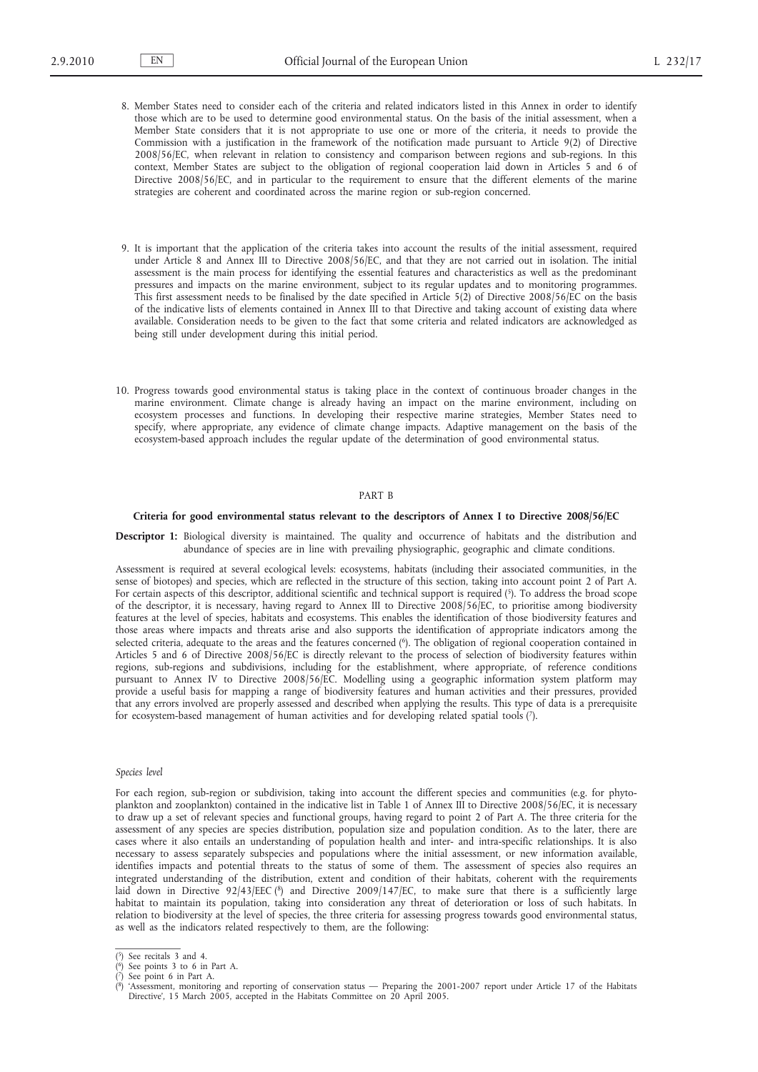8. Member States need to consider each of the criteria and related indicators listed in this Annex in order to identify those which are to be used to determine good environmental status. On the basis of the initial assessment, when a Member State considers that it is not appropriate to use one or more of the criteria, it needs to provide the Commission with a justification in the framework of the notification made pursuant to Article 9(2) of Directive 2008/56/EC, when relevant in relation to consistency and comparison between regions and sub-regions. In this context, Member States are subject to the obligation of regional cooperation laid down in Articles 5 and 6 of Directive 2008/56/EC, and in particular to the requirement to ensure that the different elements of the marine strategies are coherent and coordinated across the marine region or sub-region concerned.

9. It is important that the application of the criteria takes into account the results of the initial assessment, required under Article 8 and Annex III to Directive 2008/56/EC, and that they are not carried out in isolation. The initial assessment is the main process for identifying the essential features and characteristics as well as the predominant pressures and impacts on the marine environment, subject to its regular updates and to monitoring programmes. This first assessment needs to be finalised by the date specified in Article 5(2) of Directive 2008/56/EC on the basis of the indicative lists of elements contained in Annex III to that Directive and taking account of existing data where available. Consideration needs to be given to the fact that some criteria and related indicators are acknowledged as being still under development during this initial period.

10. Progress towards good environmental status is taking place in the context of continuous broader changes in the marine environment. Climate change is already having an impact on the marine environment, including on ecosystem processes and functions. In developing their respective marine strategies, Member States need to specify, where appropriate, any evidence of climate change impacts. Adaptive management on the basis of the ecosystem-based approach includes the regular update of the determination of good environmental status.

## PART B

### Criteria for good environmental status relevant to the descriptors of Annex I to Directive 2008/56/EC

**Descriptor 1:** Biological diversity is maintained. The quality and occurrence of habitats and the distribution and abundance of species are in line with prevailing physiographic, geographic and climate conditions.

Assessment is required at several ecological levels: ecosystems, habitats (including their associated communities, in the sense of biotopes) and species, which are reflected in the structure of this section, taking into account point 2 of Part A. For certain aspects of this descriptor, additional scientific and technical support is required [5]. To address the broad scope of the descriptor, it is necessary, having regard to Annex III to Directive 2008/56/EC, to prioritise among biodiversity features at the level of species, habitats and ecosystems. This enables the identification of those biodiversity features and those areas where impacts and threats arise and also supports the identification of appropriate indicators among the selected criteria, adequate to the areas and the features concerned [6]. The obligation of regional cooperation contained in Articles 5 and 6 of Directive 2008/56/EC is directly relevant to the process of selection of biodiversity features within regions, sub-regions and subdivisions, including for the establishment, where appropriate, of reference conditions pursuant to Annex IV to Directive 2008/56/EC. Modelling using a geographic information system platform may provide a useful basis for mapping a range of biodiversity features and human activities and their pressures, provided that any errors involved are properly assessed and described when applying the results. This type of data is a prerequisite for ecosystem-based management of human activities and for developing related spatial tools [7].

*Species level*

For each region, sub-region or subdivision, taking into account the different species and communities (e.g. for phytoplankton and zooplankton) contained in the indicative list in Table 1 of Annex III to Directive 2008/56/EC, it is necessary to draw up a set of relevant species and functional groups, having regard to point 2 of Part A. The three criteria for the assessment of any species are species distribution, population size and population condition. As to the later, there are cases where it also entails an understanding of population health and inter- and intra-specific relationships. It is also necessary to assess separately subspecies and populations where the initial assessment, or new information available, identifies impacts and potential threats to the status of some of them. The assessment of species also requires an integrated understanding of the distribution, extent and condition of their habitats, coherent with the requirements laid down in Directive 92/43/EEC [8] and Directive 2009/147/EC, to make sure that there is a sufficiently large habitat to maintain its population, taking into consideration any threat of deterioration or loss of such habitats. In relation to biodiversity at the level of species, the three criteria for assessing progress towards good environmental status, as well as the indicators related respectively to them, are the following:

---

[5] See recitals 3 and 4.

[6] See points 3 to 6 in Part A.

[7] See point 6 in Part A.

[8] 'Assessment, monitoring and reporting of conservation status — Preparing the 2001-2007 report under Article 17 of the Habitats Directive', 15 March 2005, accepted in the Habitats Committee on 20 April 2005.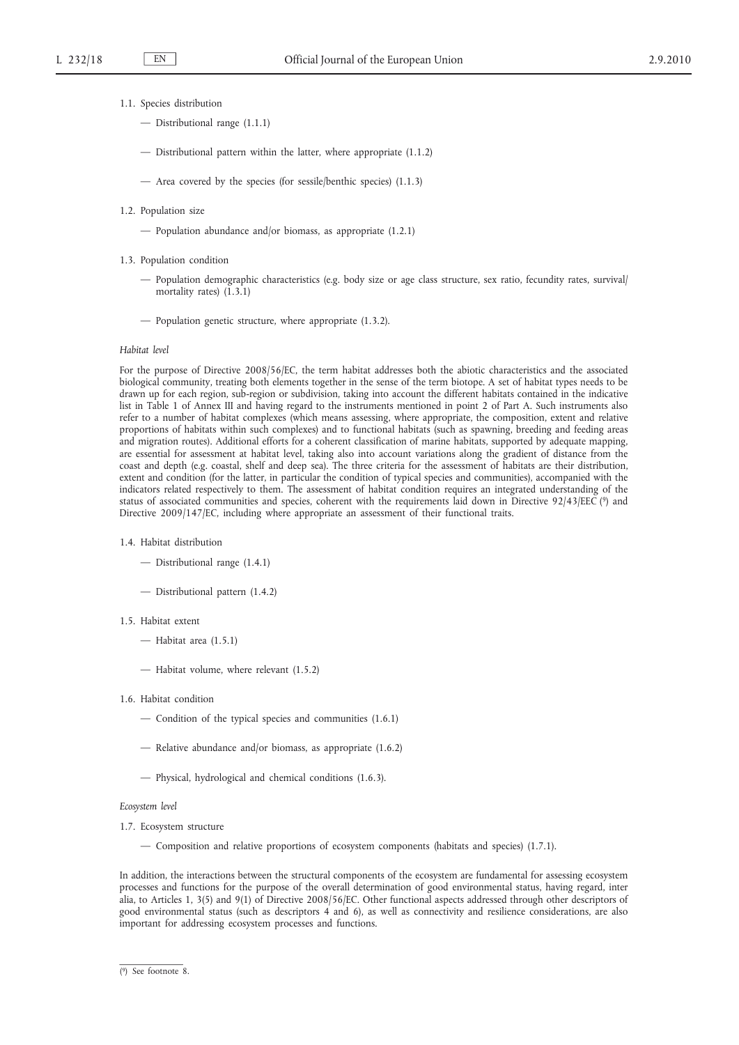1.1. Species distribution

— Distributional range (1.1.1)

— Distributional pattern within the latter, where appropriate (1.1.2)

— Area covered by the species (for sessile/benthic species) (1.1.3)

1.2. Population size

— Population abundance and/or biomass, as appropriate (1.2.1)

1.3. Population condition

— Population demographic characteristics (e.g. body size or age class structure, sex ratio, fecundity rates, survival/mortality rates) (1.3.1)

— Population genetic structure, where appropriate (1.3.2).

*Habitat level*

For the purpose of Directive 2008/56/EC, the term habitat addresses both the abiotic characteristics and the associated biological community, treating both elements together in the sense of the term biotope. A set of habitat types needs to be drawn up for each region, sub-region or subdivision, taking into account the different habitats contained in the indicative list in Table 1 of Annex III and having regard to the instruments mentioned in point 2 of Part A. Such instruments also refer to a number of habitat complexes (which means assessing, where appropriate, the composition, extent and relative proportions of habitats within such complexes) and to functional habitats (such as spawning, breeding and feeding areas and migration routes). Additional efforts for a coherent classification of marine habitats, supported by adequate mapping, are essential for assessment at habitat level, taking also into account variations along the gradient of distance from the coast and depth (e.g. coastal, shelf and deep sea). The three criteria for the assessment of habitats are their distribution, extent and condition (for the latter, in particular the condition of typical species and communities), accompanied with the indicators related respectively to them. The assessment of habitat condition requires an integrated understanding of the status of associated communities and species, coherent with the requirements laid down in Directive 92/43/EEC [9] and Directive 2009/147/EC, including where appropriate an assessment of their functional traits.

1.4. Habitat distribution

— Distributional range (1.4.1)

— Distributional pattern (1.4.2)

1.5. Habitat extent

— Habitat area (1.5.1)

— Habitat volume, where relevant (1.5.2)

1.6. Habitat condition

— Condition of the typical species and communities (1.6.1)

— Relative abundance and/or biomass, as appropriate (1.6.2)

— Physical, hydrological and chemical conditions (1.6.3).

*Ecosystem level*

1.7. Ecosystem structure

— Composition and relative proportions of ecosystem components (habitats and species) (1.7.1).

In addition, the interactions between the structural components of the ecosystem are fundamental for assessing ecosystem processes and functions for the purpose of the overall determination of good environmental status, having regard, inter alia, to Articles 1, 3(5) and 9(1) of Directive 2008/56/EC. Other functional aspects addressed through other descriptors of good environmental status (such as descriptors 4 and 6), as well as connectivity and resilience considerations, are also important for addressing ecosystem processes and functions.

---

[9] See footnote 8.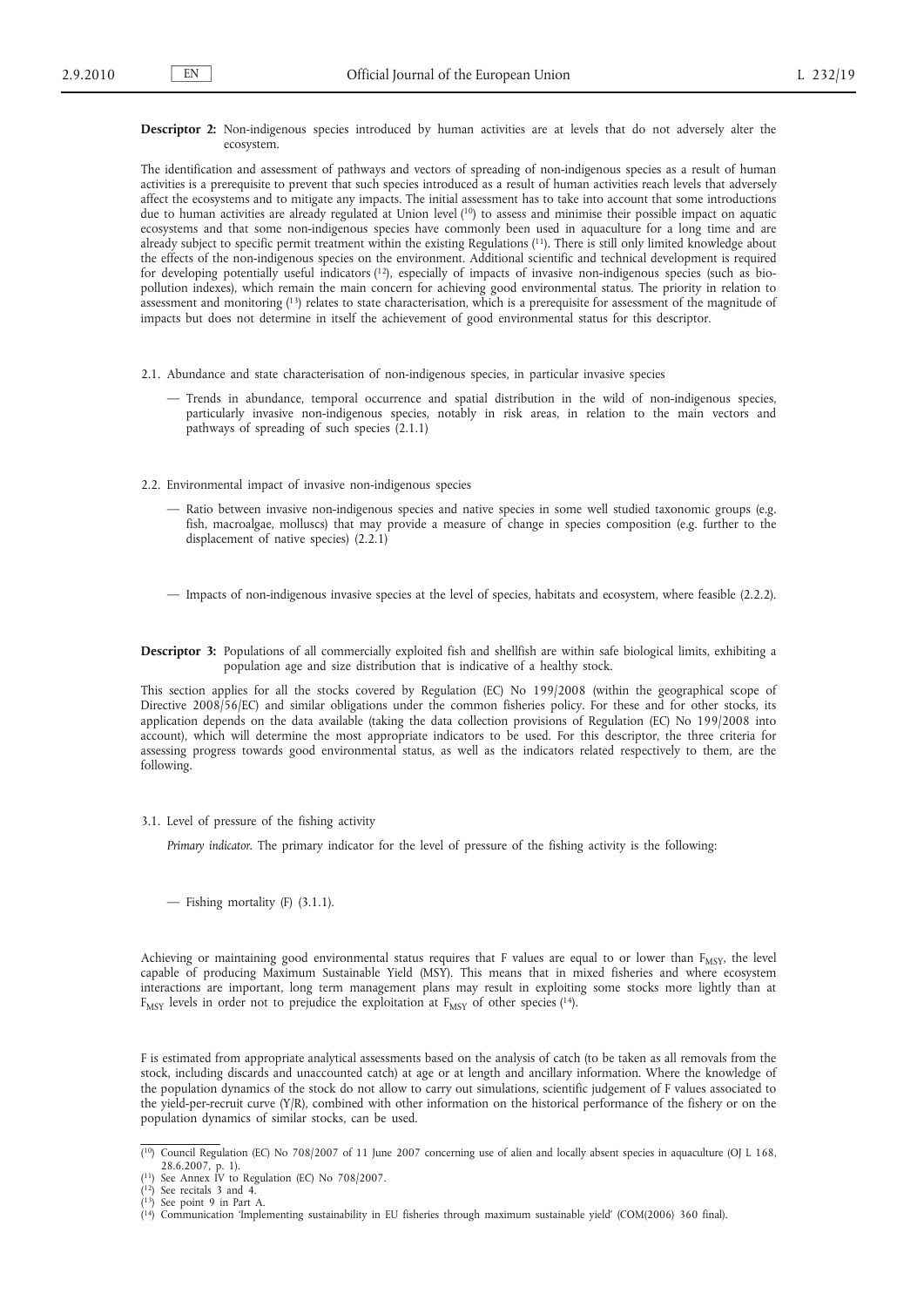**Descriptor 2:** Non-indigenous species introduced by human activities are at levels that do not adversely alter the ecosystem.

The identification and assessment of pathways and vectors of spreading of non-indigenous species as a result of human activities is a prerequisite to prevent that such species introduced as a result of human activities reach levels that adversely affect the ecosystems and to mitigate any impacts. The initial assessment has to take into account that some introductions due to human activities are already regulated at Union level [10] to assess and minimise their possible impact on aquatic ecosystems and that some non-indigenous species have commonly been used in aquaculture for a long time and are already subject to specific permit treatment within the existing Regulations [11]. There is still only limited knowledge about the effects of the non-indigenous species on the environment. Additional scientific and technical development is required for developing potentially useful indicators [12], especially of impacts of invasive non-indigenous species (such as bio-pollution indexes), which remain the main concern for achieving good environmental status. The priority in relation to assessment and monitoring [13] relates to state characterisation, which is a prerequisite for assessment of the magnitude of impacts but does not determine in itself the achievement of good environmental status for this descriptor.

2.1. Abundance and state characterisation of non-indigenous species, in particular invasive species

— Trends in abundance, temporal occurrence and spatial distribution in the wild of non-indigenous species, particularly invasive non-indigenous species, notably in risk areas, in relation to the main vectors and pathways of spreading of such species (2.1.1)

2.2. Environmental impact of invasive non-indigenous species

— Ratio between invasive non-indigenous species and native species in some well studied taxonomic groups (e.g. fish, macroalgae, molluscs) that may provide a measure of change in species composition (e.g. further to the displacement of native species) (2.2.1)

— Impacts of non-indigenous invasive species at the level of species, habitats and ecosystem, where feasible (2.2.2).

**Descriptor 3:** Populations of all commercially exploited fish and shellfish are within safe biological limits, exhibiting a population age and size distribution that is indicative of a healthy stock.

This section applies for all the stocks covered by Regulation (EC) No 199/2008 (within the geographical scope of Directive 2008/56/EC) and similar obligations under the common fisheries policy. For these and for other stocks, its application depends on the data available (taking the data collection provisions of Regulation (EC) No 199/2008 into account), which will determine the most appropriate indicators to be used. For this descriptor, the three criteria for assessing progress towards good environmental status, as well as the indicators related respectively to them, are the following.

3.1. Level of pressure of the fishing activity

*Primary indicator*. The primary indicator for the level of pressure of the fishing activity is the following:

— Fishing mortality (F) (3.1.1).

Achieving or maintaining good environmental status requires that F values are equal to or lower than $F_{MSY}$, the level capable of producing Maximum Sustainable Yield (MSY). This means that in mixed fisheries and where ecosystem interactions are important, long term management plans may result in exploiting some stocks more lightly than at $F_{MSY}$ levels in order not to prejudice the exploitation at $F_{MSY}$ of other species [14].

F is estimated from appropriate analytical assessments based on the analysis of catch (to be taken as all removals from the stock, including discards and unaccounted catch) at age or at length and ancillary information. Where the knowledge of the population dynamics of the stock do not allow to carry out simulations, scientific judgement of F values associated to the yield-per-recruit curve (Y/R), combined with other information on the historical performance of the fishery or on the population dynamics of similar stocks, can be used.

---

[10] Council Regulation (EC) No 708/2007 of 11 June 2007 concerning use of alien and locally absent species in aquaculture (OJ L 168, 28.6.2007, p. 1).

[11] See Annex IV to Regulation (EC) No 708/2007.

[12] See recitals 3 and 4.

[13] See point 9 in Part A.

[14] Communication 'Implementing sustainability in EU fisheries through maximum sustainable yield' (COM(2006) 360 final).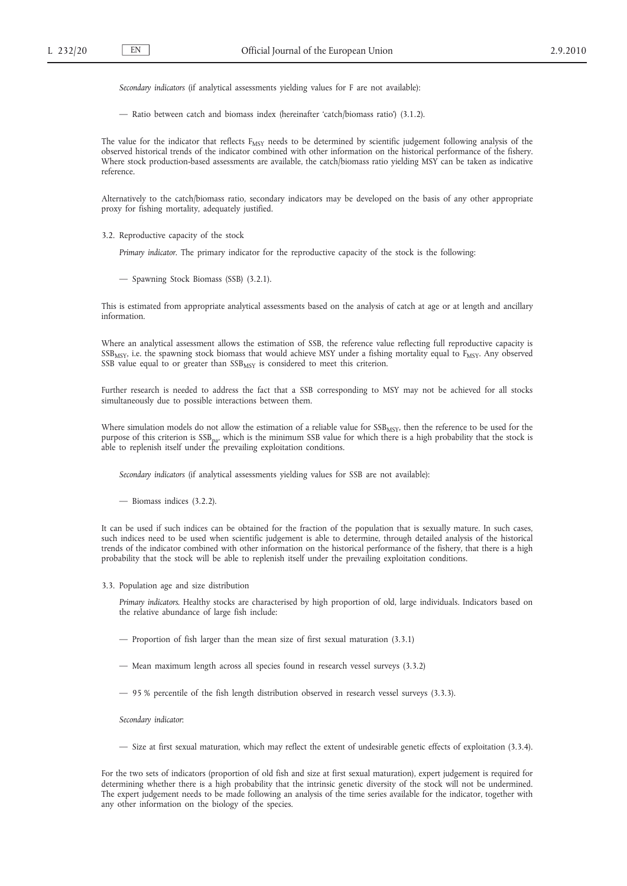*Secondary indicators* (if analytical assessments yielding values for F are not available):

— Ratio between catch and biomass index (hereinafter 'catch/biomass ratio') (3.1.2).

The value for the indicator that reflects $F_{MSY}$ needs to be determined by scientific judgement following analysis of the observed historical trends of the indicator combined with other information on the historical performance of the fishery. Where stock production-based assessments are available, the catch/biomass ratio yielding MSY can be taken as indicative reference.

Alternatively to the catch/biomass ratio, secondary indicators may be developed on the basis of any other appropriate proxy for fishing mortality, adequately justified.

3.2. Reproductive capacity of the stock

*Primary indicator*. The primary indicator for the reproductive capacity of the stock is the following:

— Spawning Stock Biomass (SSB) (3.2.1).

This is estimated from appropriate analytical assessments based on the analysis of catch at age or at length and ancillary information.

Where an analytical assessment allows the estimation of SSB, the reference value reflecting full reproductive capacity is $SSB_{MSY}$, i.e. the spawning stock biomass that would achieve MSY under a fishing mortality equal to $F_{MSY}$. Any observed SSB value equal to or greater than $SSB_{MSY}$ is considered to meet this criterion.

Further research is needed to address the fact that a SSB corresponding to MSY may not be achieved for all stocks simultaneously due to possible interactions between them.

Where simulation models do not allow the estimation of a reliable value for $SSB_{MSY}$, then the reference to be used for the purpose of this criterion is $SSB_{pa}$, which is the minimum SSB value for which there is a high probability that the stock is able to replenish itself under the prevailing exploitation conditions.

*Secondary indicators* (if analytical assessments yielding values for SSB are not available):

— Biomass indices (3.2.2).

It can be used if such indices can be obtained for the fraction of the population that is sexually mature. In such cases, such indices need to be used when scientific judgement is able to determine, through detailed analysis of the historical trends of the indicator combined with other information on the historical performance of the fishery, that there is a high probability that the stock will be able to replenish itself under the prevailing exploitation conditions.

3.3. Population age and size distribution

*Primary indicators*. Healthy stocks are characterised by high proportion of old, large individuals. Indicators based on the relative abundance of large fish include:

— Proportion of fish larger than the mean size of first sexual maturation (3.3.1)

— Mean maximum length across all species found in research vessel surveys (3.3.2)

— 95 % percentile of the fish length distribution observed in research vessel surveys (3.3.3).

*Secondary indicator*:

— Size at first sexual maturation, which may reflect the extent of undesirable genetic effects of exploitation (3.3.4).

For the two sets of indicators (proportion of old fish and size at first sexual maturation), expert judgement is required for determining whether there is a high probability that the intrinsic genetic diversity of the stock will not be undermined. The expert judgement needs to be made following an analysis of the time series available for the indicator, together with any other information on the biology of the species.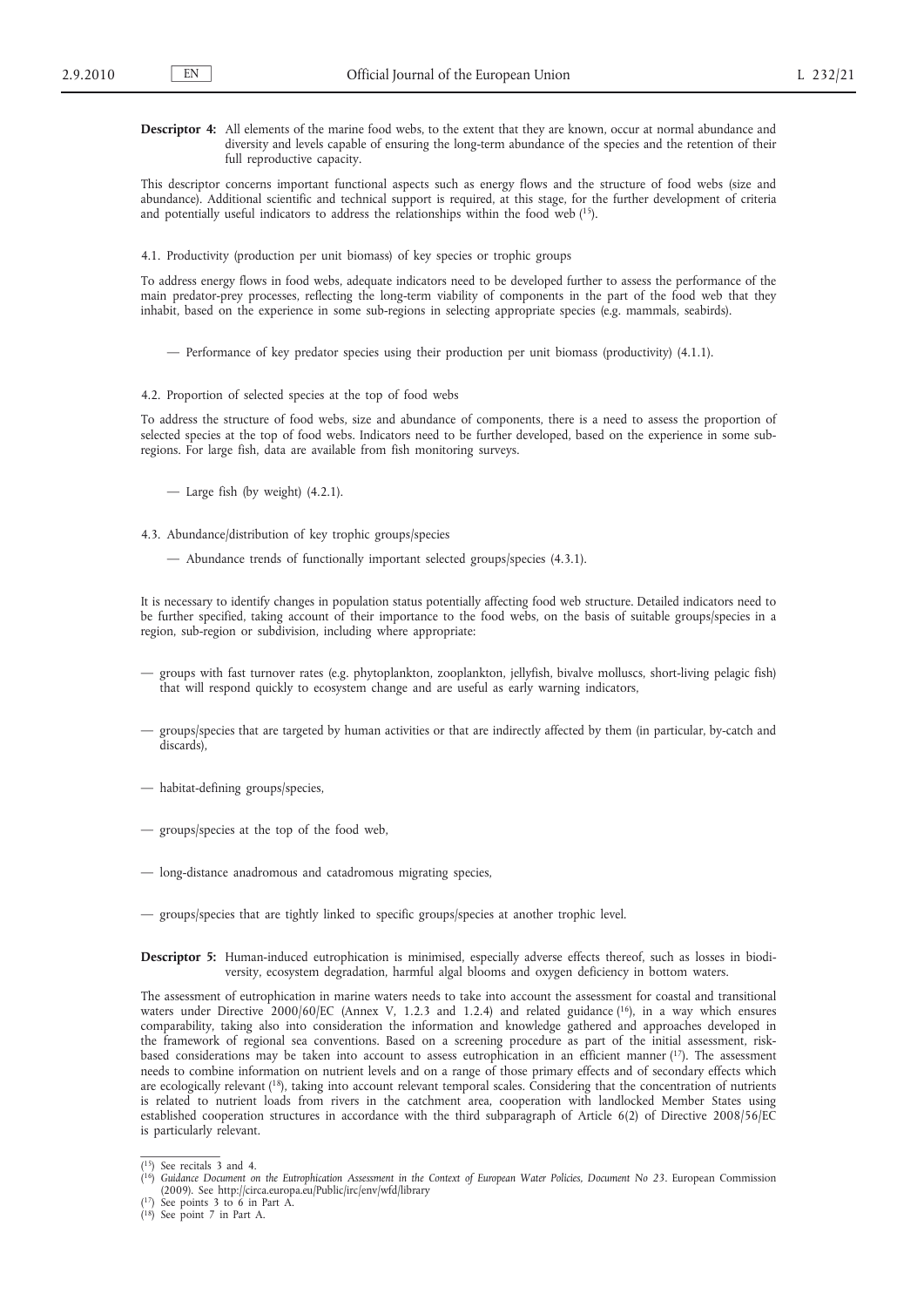**Descriptor 4:** All elements of the marine food webs, to the extent that they are known, occur at normal abundance and diversity and levels capable of ensuring the long-term abundance of the species and the retention of their full reproductive capacity.

This descriptor concerns important functional aspects such as energy flows and the structure of food webs (size and abundance). Additional scientific and technical support is required, at this stage, for the further development of criteria and potentially useful indicators to address the relationships within the food web [15].

4.1. Productivity (production per unit biomass) of key species or trophic groups

To address energy flows in food webs, adequate indicators need to be developed further to assess the performance of the main predator-prey processes, reflecting the long-term viability of components in the part of the food web that they inhabit, based on the experience in some sub-regions in selecting appropriate species (e.g. mammals, seabirds).

— Performance of key predator species using their production per unit biomass (productivity) (4.1.1).

4.2. Proportion of selected species at the top of food webs

To address the structure of food webs, size and abundance of components, there is a need to assess the proportion of selected species at the top of food webs. Indicators need to be further developed, based on the experience in some sub-regions. For large fish, data are available from fish monitoring surveys.

— Large fish (by weight) (4.2.1).

4.3. Abundance/distribution of key trophic groups/species

— Abundance trends of functionally important selected groups/species (4.3.1).

It is necessary to identify changes in population status potentially affecting food web structure. Detailed indicators need to be further specified, taking account of their importance to the food webs, on the basis of suitable groups/species in a region, sub-region or subdivision, including where appropriate:

— groups with fast turnover rates (e.g. phytoplankton, zooplankton, jellyfish, bivalve molluscs, short-living pelagic fish) that will respond quickly to ecosystem change and are useful as early warning indicators,

— groups/species that are targeted by human activities or that are indirectly affected by them (in particular, by-catch and discards),

— habitat-defining groups/species,

— groups/species at the top of the food web,

— long-distance anadromous and catadromous migrating species,

— groups/species that are tightly linked to specific groups/species at another trophic level.

**Descriptor 5:** Human-induced eutrophication is minimised, especially adverse effects thereof, such as losses in biodiversity, ecosystem degradation, harmful algal blooms and oxygen deficiency in bottom waters.

The assessment of eutrophication in marine waters needs to take into account the assessment for coastal and transitional waters under Directive 2000/60/EC (Annex V, 1.2.3 and 1.2.4) and related guidance [16], in a way which ensures comparability, taking also into consideration the information and knowledge gathered and approaches developed in the framework of regional sea conventions. Based on a screening procedure as part of the initial assessment, risk-based considerations may be taken into account to assess eutrophication in an efficient manner [17]. The assessment needs to combine information on nutrient levels and on a range of those primary effects and of secondary effects which are ecologically relevant [18], taking into account relevant temporal scales. Considering that the concentration of nutrients is related to nutrient loads from rivers in the catchment area, cooperation with landlocked Member States using established cooperation structures in accordance with the third subparagraph of Article 6(2) of Directive 2008/56/EC is particularly relevant.

---

[15] See recitals 3 and 4.

[16] *Guidance Document on the Eutrophication Assessment in the Context of European Water Policies, Document No 23*. European Commission (2009). See http://circa.europa.eu/Public/irc/env/wfd/library

[17] See points 3 to 6 in Part A.

[18] See point 7 in Part A.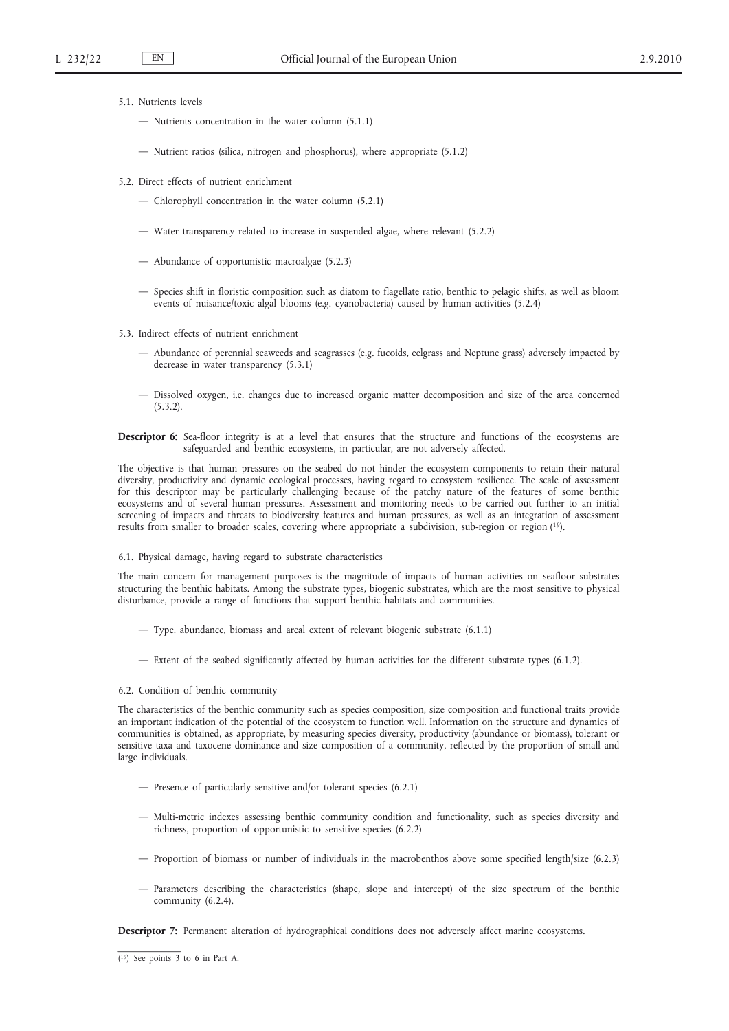5.1. Nutrients levels

— Nutrients concentration in the water column (5.1.1)

— Nutrient ratios (silica, nitrogen and phosphorus), where appropriate (5.1.2)

5.2. Direct effects of nutrient enrichment

— Chlorophyll concentration in the water column (5.2.1)

— Water transparency related to increase in suspended algae, where relevant (5.2.2)

— Abundance of opportunistic macroalgae (5.2.3)

— Species shift in floristic composition such as diatom to flagellate ratio, benthic to pelagic shifts, as well as bloom events of nuisance/toxic algal blooms (e.g. cyanobacteria) caused by human activities (5.2.4)

5.3. Indirect effects of nutrient enrichment

— Abundance of perennial seaweeds and seagrasses (e.g. fucoids, eelgrass and Neptune grass) adversely impacted by decrease in water transparency (5.3.1)

— Dissolved oxygen, i.e. changes due to increased organic matter decomposition and size of the area concerned (5.3.2).

**Descriptor 6:** Sea-floor integrity is at a level that ensures that the structure and functions of the ecosystems are safeguarded and benthic ecosystems, in particular, are not adversely affected.

The objective is that human pressures on the seabed do not hinder the ecosystem components to retain their natural diversity, productivity and dynamic ecological processes, having regard to ecosystem resilience. The scale of assessment for this descriptor may be particularly challenging because of the patchy nature of the features of some benthic ecosystems and of several human pressures. Assessment and monitoring needs to be carried out further to an initial screening of impacts and threats to biodiversity features and human pressures, as well as an integration of assessment results from smaller to broader scales, covering where appropriate a subdivision, sub-region or region [19].

6.1. Physical damage, having regard to substrate characteristics

The main concern for management purposes is the magnitude of impacts of human activities on seafloor substrates structuring the benthic habitats. Among the substrate types, biogenic substrates, which are the most sensitive to physical disturbance, provide a range of functions that support benthic habitats and communities.

— Type, abundance, biomass and areal extent of relevant biogenic substrate (6.1.1)

— Extent of the seabed significantly affected by human activities for the different substrate types (6.1.2).

6.2. Condition of benthic community

The characteristics of the benthic community such as species composition, size composition and functional traits provide an important indication of the potential of the ecosystem to function well. Information on the structure and dynamics of communities is obtained, as appropriate, by measuring species diversity, productivity (abundance or biomass), tolerant or sensitive taxa and taxocene dominance and size composition of a community, reflected by the proportion of small and large individuals.

— Presence of particularly sensitive and/or tolerant species (6.2.1)

— Multi-metric indexes assessing benthic community condition and functionality, such as species diversity and richness, proportion of opportunistic to sensitive species (6.2.2)

— Proportion of biomass or number of individuals in the macrobenthos above some specified length/size (6.2.3)

— Parameters describing the characteristics (shape, slope and intercept) of the size spectrum of the benthic community (6.2.4).

**Descriptor 7:** Permanent alteration of hydrographical conditions does not adversely affect marine ecosystems.

---

[19] See points 3 to 6 in Part A.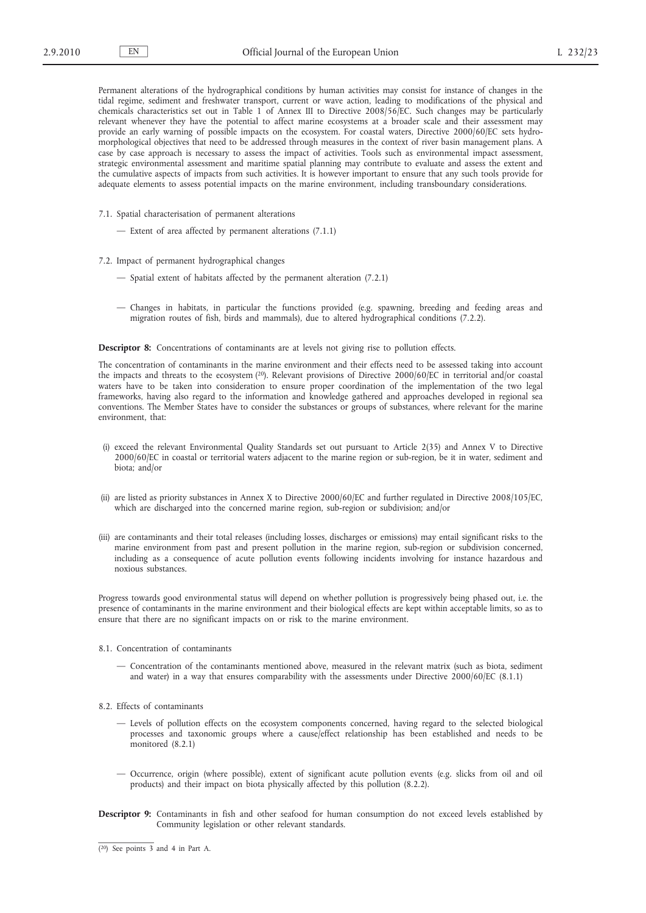Permanent alterations of the hydrographical conditions by human activities may consist for instance of changes in the tidal regime, sediment and freshwater transport, current or wave action, leading to modifications of the physical and chemicals characteristics set out in Table 1 of Annex III to Directive 2008/56/EC. Such changes may be particularly relevant whenever they have the potential to affect marine ecosystems at a broader scale and their assessment may provide an early warning of possible impacts on the ecosystem. For coastal waters, Directive 2000/60/EC sets hydromorphological objectives that need to be addressed through measures in the context of river basin management plans. A case by case approach is necessary to assess the impact of activities. Tools such as environmental impact assessment, strategic environmental assessment and maritime spatial planning may contribute to evaluate and assess the extent and the cumulative aspects of impacts from such activities. It is however important to ensure that any such tools provide for adequate elements to assess potential impacts on the marine environment, including transboundary considerations.

7.1. Spatial characterisation of permanent alterations

— Extent of area affected by permanent alterations (7.1.1)

7.2. Impact of permanent hydrographical changes

— Spatial extent of habitats affected by the permanent alteration (7.2.1)

— Changes in habitats, in particular the functions provided (e.g. spawning, breeding and feeding areas and migration routes of fish, birds and mammals), due to altered hydrographical conditions (7.2.2).

**Descriptor 8:** Concentrations of contaminants are at levels not giving rise to pollution effects.

The concentration of contaminants in the marine environment and their effects need to be assessed taking into account the impacts and threats to the ecosystem [20]. Relevant provisions of Directive 2000/60/EC in territorial and/or coastal waters have to be taken into consideration to ensure proper coordination of the implementation of the two legal frameworks, having also regard to the information and knowledge gathered and approaches developed in regional sea conventions. The Member States have to consider the substances or groups of substances, where relevant for the marine environment, that:

(i) exceed the relevant Environmental Quality Standards set out pursuant to Article 2(35) and Annex V to Directive 2000/60/EC in coastal or territorial waters adjacent to the marine region or sub-region, be it in water, sediment and biota; and/or

(ii) are listed as priority substances in Annex X to Directive 2000/60/EC and further regulated in Directive 2008/105/EC, which are discharged into the concerned marine region, sub-region or subdivision; and/or

(iii) are contaminants and their total releases (including losses, discharges or emissions) may entail significant risks to the marine environment from past and present pollution in the marine region, sub-region or subdivision concerned, including as a consequence of acute pollution events following incidents involving for instance hazardous and noxious substances.

Progress towards good environmental status will depend on whether pollution is progressively being phased out, i.e. the presence of contaminants in the marine environment and their biological effects are kept within acceptable limits, so as to ensure that there are no significant impacts on or risk to the marine environment.

8.1. Concentration of contaminants

— Concentration of the contaminants mentioned above, measured in the relevant matrix (such as biota, sediment and water) in a way that ensures comparability with the assessments under Directive 2000/60/EC (8.1.1)

8.2. Effects of contaminants

— Levels of pollution effects on the ecosystem components concerned, having regard to the selected biological processes and taxonomic groups where a cause/effect relationship has been established and needs to be monitored (8.2.1)

— Occurrence, origin (where possible), extent of significant acute pollution events (e.g. slicks from oil and oil products) and their impact on biota physically affected by this pollution (8.2.2).

**Descriptor 9:** Contaminants in fish and other seafood for human consumption do not exceed levels established by Community legislation or other relevant standards.

---

[20] See points 3 and 4 in Part A.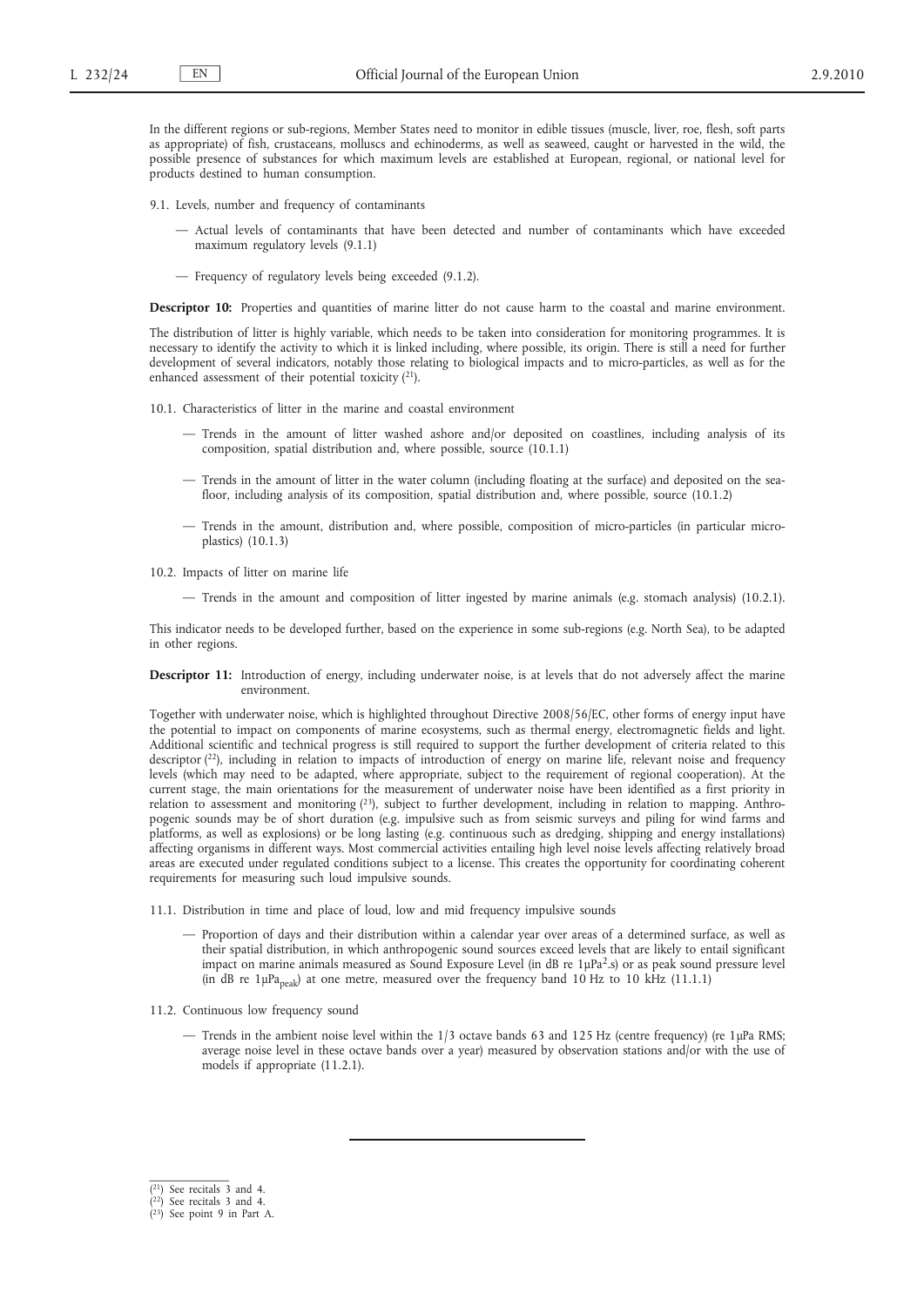In the different regions or sub-regions, Member States need to monitor in edible tissues (muscle, liver, roe, flesh, soft parts as appropriate) of fish, crustaceans, molluscs and echinoderms, as well as seaweed, caught or harvested in the wild, the possible presence of substances for which maximum levels are established at European, regional, or national level for products destined to human consumption.

9.1. Levels, number and frequency of contaminants

- Actual levels of contaminants that have been detected and number of contaminants which have exceeded maximum regulatory levels (9.1.1)
- Frequency of regulatory levels being exceeded (9.1.2).

**Descriptor 10:** Properties and quantities of marine litter do not cause harm to the coastal and marine environment.

The distribution of litter is highly variable, which needs to be taken into consideration for monitoring programmes. It is necessary to identify the activity to which it is linked including, where possible, its origin. There is still a need for further development of several indicators, notably those relating to biological impacts and to micro-particles, as well as for the enhanced assessment of their potential toxicity [21].

10.1. Characteristics of litter in the marine and coastal environment

- Trends in the amount of litter washed ashore and/or deposited on coastlines, including analysis of its composition, spatial distribution and, where possible, source (10.1.1)
- Trends in the amount of litter in the water column (including floating at the surface) and deposited on the sea-floor, including analysis of its composition, spatial distribution and, where possible, source (10.1.2)
- Trends in the amount, distribution and, where possible, composition of micro-particles (in particular micro-plastics) (10.1.3)

10.2. Impacts of litter on marine life

- Trends in the amount and composition of litter ingested by marine animals (e.g. stomach analysis) (10.2.1).

This indicator needs to be developed further, based on the experience in some sub-regions (e.g. North Sea), to be adapted in other regions.

**Descriptor 11:** Introduction of energy, including underwater noise, is at levels that do not adversely affect the marine environment.

Together with underwater noise, which is highlighted throughout Directive 2008/56/EC, other forms of energy input have the potential to impact on components of marine ecosystems, such as thermal energy, electromagnetic fields and light. Additional scientific and technical progress is still required to support the further development of criteria related to this descriptor [22], including in relation to impacts of introduction of energy on marine life, relevant noise and frequency levels (which may need to be adapted, where appropriate, subject to the requirement of regional cooperation). At the current stage, the main orientations for the measurement of underwater noise have been identified as a first priority in relation to assessment and monitoring [23], subject to further development, including in relation to mapping. Anthropogenic sounds may be of short duration (e.g. impulsive such as from seismic surveys and piling for wind farms and platforms, as well as explosions) or be long lasting (e.g. continuous such as dredging, shipping and energy installations) affecting organisms in different ways. Most commercial activities entailing high level noise levels affecting relatively broad areas are executed under regulated conditions subject to a license. This creates the opportunity for coordinating coherent requirements for measuring such loud impulsive sounds.

11.1. Distribution in time and place of loud, low and mid frequency impulsive sounds

- Proportion of days and their distribution within a calendar year over areas of a determined surface, as well as their spatial distribution, in which anthropogenic sound sources exceed levels that are likely to entail significant impact on marine animals measured as Sound Exposure Level (in dB re $1 \mu Pa^2.s$) or as peak sound pressure level (in dB re $1 \mu Pa_{peak}$) at one metre, measured over the frequency band 10 Hz to 10 kHz (11.1.1)

11.2. Continuous low frequency sound

- Trends in the ambient noise level within the 1/3 octave bands 63 and 125 Hz (centre frequency) (re 1μPa RMS; average noise level in these octave bands over a year) measured by observation stations and/or with the use of models if appropriate (11.2.1).

---

[21] See recitals 3 and 4.
[22] See recitals 3 and 4.
[23] See point 9 in Part A.